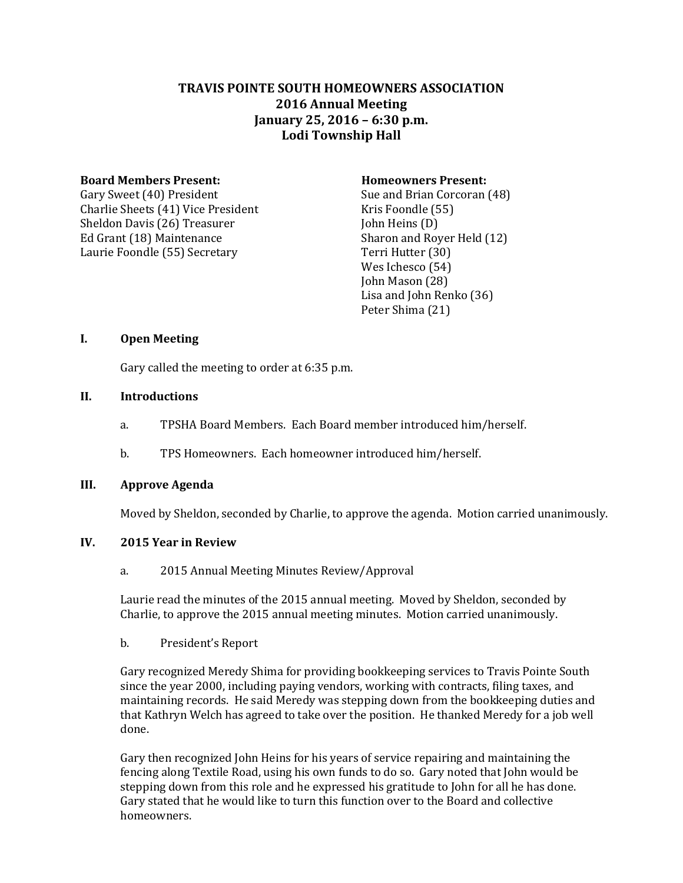# TRAVIS POINTE SOUTH HOMEOWNERS ASSOCIATION
## 2016 Annual Meeting
## January 25, 2016 – 6:30 p.m.
## Lodi Township Hall

**Board Members Present:**
Gary Sweet (40) President
Charlie Sheets (41) Vice President
Sheldon Davis (26) Treasurer
Ed Grant (18) Maintenance
Laurie Foondle (55) Secretary

**Homeowners Present:**
Sue and Brian Corcoran (48)
Kris Foondle (55)
John Heins (D)
Sharon and Royer Held (12)
Terri Hutter (30)
Wes Ichesco (54)
John Mason (28)
Lisa and John Renko (36)
Peter Shima (21)

## I. Open Meeting

Gary called the meeting to order at 6:35 p.m.

## II. Introductions

a. TPSHA Board Members. Each Board member introduced him/herself.

b. TPS Homeowners. Each homeowner introduced him/herself.

## III. Approve Agenda

Moved by Sheldon, seconded by Charlie, to approve the agenda. Motion carried unanimously.

## IV. 2015 Year in Review

a. 2015 Annual Meeting Minutes Review/Approval

Laurie read the minutes of the 2015 annual meeting. Moved by Sheldon, seconded by Charlie, to approve the 2015 annual meeting minutes. Motion carried unanimously.

b. President's Report

Gary recognized Meredy Shima for providing bookkeeping services to Travis Pointe South since the year 2000, including paying vendors, working with contracts, filing taxes, and maintaining records. He said Meredy was stepping down from the bookkeeping duties and that Kathryn Welch has agreed to take over the position. He thanked Meredy for a job well done.

Gary then recognized John Heins for his years of service repairing and maintaining the fencing along Textile Road, using his own funds to do so. Gary noted that John would be stepping down from this role and he expressed his gratitude to John for all he has done. Gary stated that he would like to turn this function over to the Board and collective homeowners.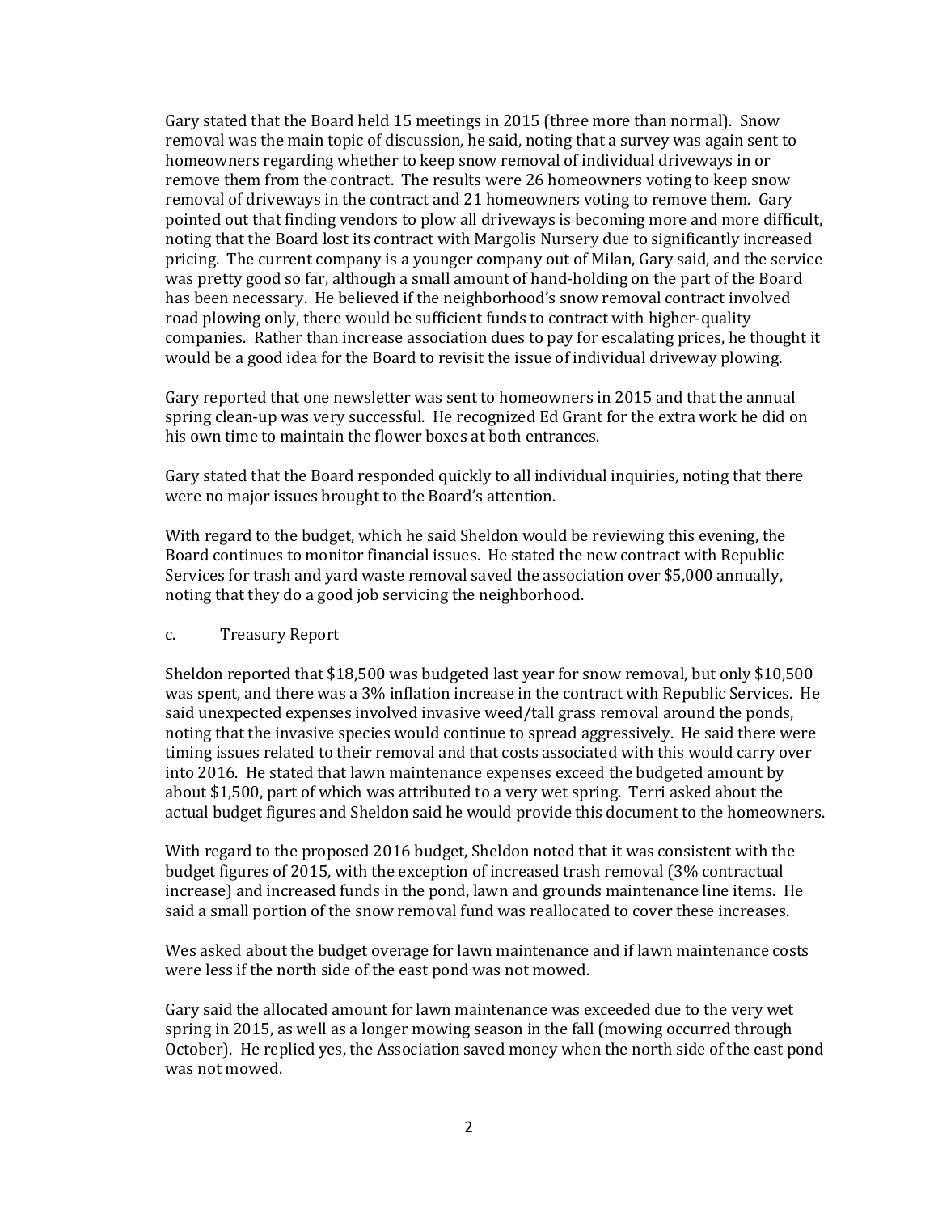Gary stated that the Board held 15 meetings in 2015 (three more than normal). Snow removal was the main topic of discussion, he said, noting that a survey was again sent to homeowners regarding whether to keep snow removal of individual driveways in or remove them from the contract. The results were 26 homeowners voting to keep snow removal of driveways in the contract and 21 homeowners voting to remove them. Gary pointed out that finding vendors to plow all driveways is becoming more and more difficult, noting that the Board lost its contract with Margolis Nursery due to significantly increased pricing. The current company is a younger company out of Milan, Gary said, and the service was pretty good so far, although a small amount of hand-holding on the part of the Board has been necessary. He believed if the neighborhood's snow removal contract involved road plowing only, there would be sufficient funds to contract with higher-quality companies. Rather than increase association dues to pay for escalating prices, he thought it would be a good idea for the Board to revisit the issue of individual driveway plowing.

Gary reported that one newsletter was sent to homeowners in 2015 and that the annual spring clean-up was very successful. He recognized Ed Grant for the extra work he did on his own time to maintain the flower boxes at both entrances.

Gary stated that the Board responded quickly to all individual inquiries, noting that there were no major issues brought to the Board's attention.

With regard to the budget, which he said Sheldon would be reviewing this evening, the Board continues to monitor financial issues. He stated the new contract with Republic Services for trash and yard waste removal saved the association over $5,000 annually, noting that they do a good job servicing the neighborhood.

c. Treasury Report

Sheldon reported that $18,500 was budgeted last year for snow removal, but only $10,500 was spent, and there was a 3% inflation increase in the contract with Republic Services. He said unexpected expenses involved invasive weed/tall grass removal around the ponds, noting that the invasive species would continue to spread aggressively. He said there were timing issues related to their removal and that costs associated with this would carry over into 2016. He stated that lawn maintenance expenses exceed the budgeted amount by about $1,500, part of which was attributed to a very wet spring. Terri asked about the actual budget figures and Sheldon said he would provide this document to the homeowners.

With regard to the proposed 2016 budget, Sheldon noted that it was consistent with the budget figures of 2015, with the exception of increased trash removal (3% contractual increase) and increased funds in the pond, lawn and grounds maintenance line items. He said a small portion of the snow removal fund was reallocated to cover these increases.

Wes asked about the budget overage for lawn maintenance and if lawn maintenance costs were less if the north side of the east pond was not mowed.

Gary said the allocated amount for lawn maintenance was exceeded due to the very wet spring in 2015, as well as a longer mowing season in the fall (mowing occurred through October). He replied yes, the Association saved money when the north side of the east pond was not mowed.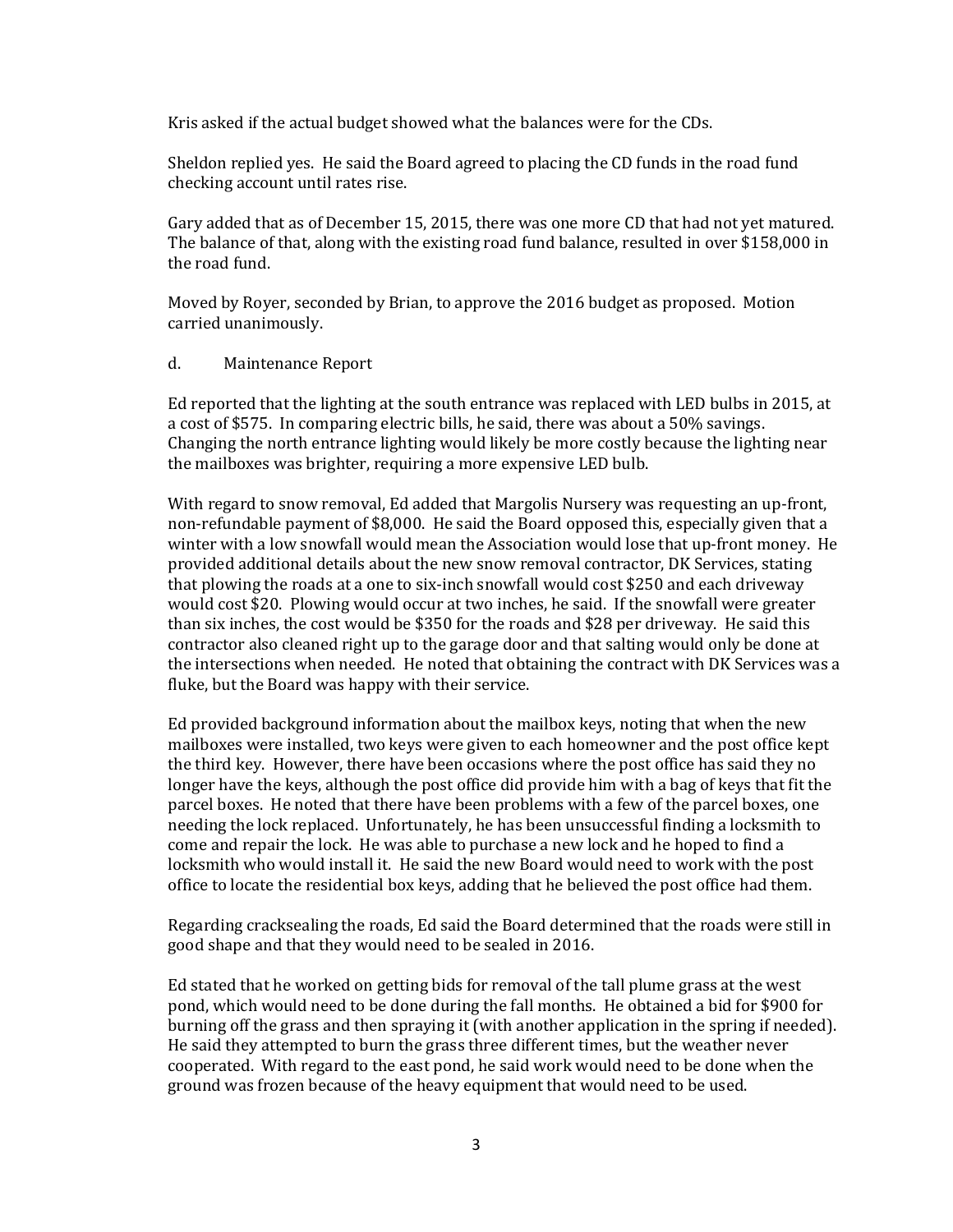Kris asked if the actual budget showed what the balances were for the CDs.

Sheldon replied yes. He said the Board agreed to placing the CD funds in the road fund checking account until rates rise.

Gary added that as of December 15, 2015, there was one more CD that had not yet matured. The balance of that, along with the existing road fund balance, resulted in over $158,000 in the road fund.

Moved by Royer, seconded by Brian, to approve the 2016 budget as proposed. Motion carried unanimously.

d. Maintenance Report

Ed reported that the lighting at the south entrance was replaced with LED bulbs in 2015, at a cost of $575. In comparing electric bills, he said, there was about a 50% savings. Changing the north entrance lighting would likely be more costly because the lighting near the mailboxes was brighter, requiring a more expensive LED bulb.

With regard to snow removal, Ed added that Margolis Nursery was requesting an up-front, non-refundable payment of $8,000. He said the Board opposed this, especially given that a winter with a low snowfall would mean the Association would lose that up-front money. He provided additional details about the new snow removal contractor, DK Services, stating that plowing the roads at a one to six-inch snowfall would cost $250 and each driveway would cost $20. Plowing would occur at two inches, he said. If the snowfall were greater than six inches, the cost would be $350 for the roads and $28 per driveway. He said this contractor also cleaned right up to the garage door and that salting would only be done at the intersections when needed. He noted that obtaining the contract with DK Services was a fluke, but the Board was happy with their service.

Ed provided background information about the mailbox keys, noting that when the new mailboxes were installed, two keys were given to each homeowner and the post office kept the third key. However, there have been occasions where the post office has said they no longer have the keys, although the post office did provide him with a bag of keys that fit the parcel boxes. He noted that there have been problems with a few of the parcel boxes, one needing the lock replaced. Unfortunately, he has been unsuccessful finding a locksmith to come and repair the lock. He was able to purchase a new lock and he hoped to find a locksmith who would install it. He said the new Board would need to work with the post office to locate the residential box keys, adding that he believed the post office had them.

Regarding cracksealing the roads, Ed said the Board determined that the roads were still in good shape and that they would need to be sealed in 2016.

Ed stated that he worked on getting bids for removal of the tall plume grass at the west pond, which would need to be done during the fall months. He obtained a bid for $900 for burning off the grass and then spraying it (with another application in the spring if needed). He said they attempted to burn the grass three different times, but the weather never cooperated. With regard to the east pond, he said work would need to be done when the ground was frozen because of the heavy equipment that would need to be used.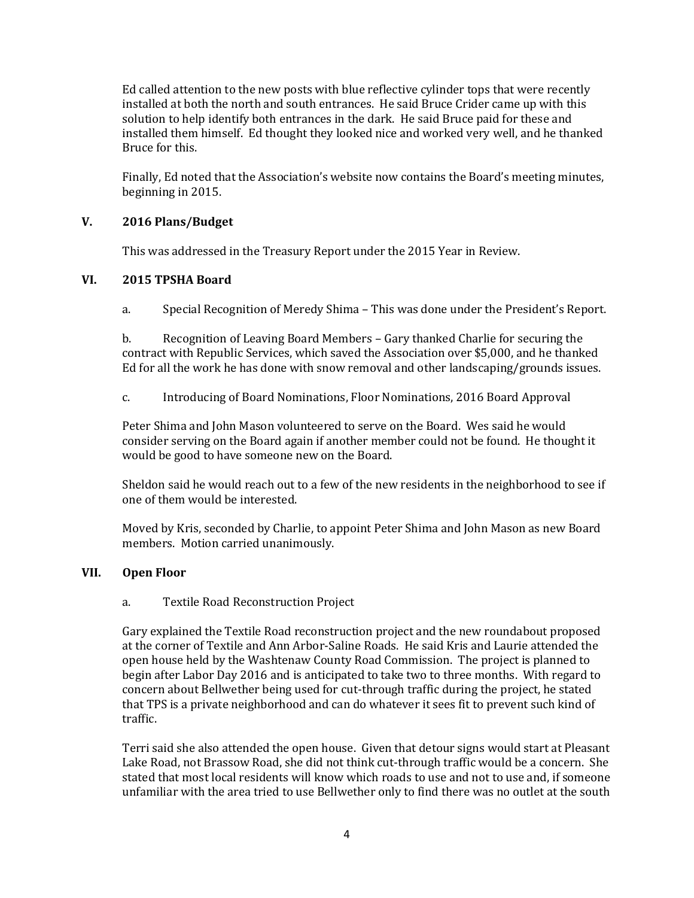Ed called attention to the new posts with blue reflective cylinder tops that were recently installed at both the north and south entrances. He said Bruce Crider came up with this solution to help identify both entrances in the dark. He said Bruce paid for these and installed them himself. Ed thought they looked nice and worked very well, and he thanked Bruce for this.

Finally, Ed noted that the Association's website now contains the Board's meeting minutes, beginning in 2015.

## V. 2016 Plans/Budget

This was addressed in the Treasury Report under the 2015 Year in Review.

## VI. 2015 TPSHA Board

a. Special Recognition of Meredy Shima – This was done under the President's Report.

b. Recognition of Leaving Board Members – Gary thanked Charlie for securing the contract with Republic Services, which saved the Association over $5,000, and he thanked Ed for all the work he has done with snow removal and other landscaping/grounds issues.

c. Introducing of Board Nominations, Floor Nominations, 2016 Board Approval

Peter Shima and John Mason volunteered to serve on the Board. Wes said he would consider serving on the Board again if another member could not be found. He thought it would be good to have someone new on the Board.

Sheldon said he would reach out to a few of the new residents in the neighborhood to see if one of them would be interested.

Moved by Kris, seconded by Charlie, to appoint Peter Shima and John Mason as new Board members. Motion carried unanimously.

## VII. Open Floor

a. Textile Road Reconstruction Project

Gary explained the Textile Road reconstruction project and the new roundabout proposed at the corner of Textile and Ann Arbor-Saline Roads. He said Kris and Laurie attended the open house held by the Washtenaw County Road Commission. The project is planned to begin after Labor Day 2016 and is anticipated to take two to three months. With regard to concern about Bellwether being used for cut-through traffic during the project, he stated that TPS is a private neighborhood and can do whatever it sees fit to prevent such kind of traffic.

Terri said she also attended the open house. Given that detour signs would start at Pleasant Lake Road, not Brassow Road, she did not think cut-through traffic would be a concern. She stated that most local residents will know which roads to use and not to use and, if someone unfamiliar with the area tried to use Bellwether only to find there was no outlet at the south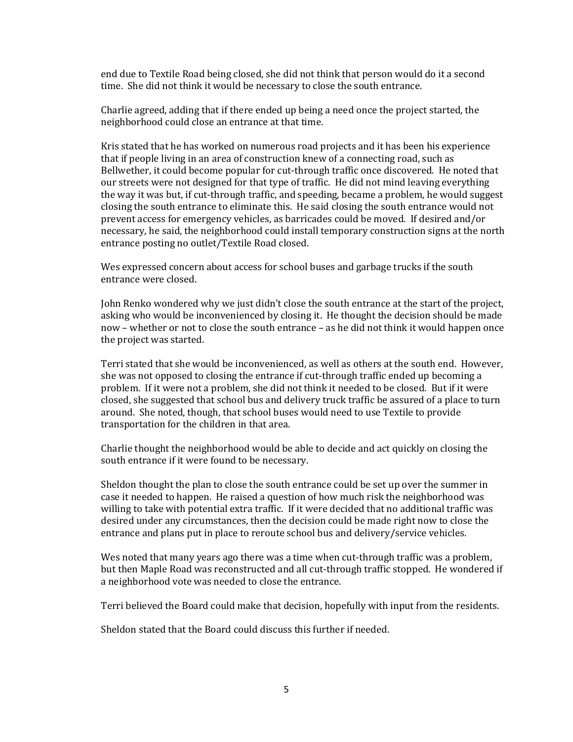end due to Textile Road being closed, she did not think that person would do it a second time. She did not think it would be necessary to close the south entrance.

Charlie agreed, adding that if there ended up being a need once the project started, the neighborhood could close an entrance at that time.

Kris stated that he has worked on numerous road projects and it has been his experience that if people living in an area of construction knew of a connecting road, such as Bellwether, it could become popular for cut-through traffic once discovered. He noted that our streets were not designed for that type of traffic. He did not mind leaving everything the way it was but, if cut-through traffic, and speeding, became a problem, he would suggest closing the south entrance to eliminate this. He said closing the south entrance would not prevent access for emergency vehicles, as barricades could be moved. If desired and/or necessary, he said, the neighborhood could install temporary construction signs at the north entrance posting no outlet/Textile Road closed.

Wes expressed concern about access for school buses and garbage trucks if the south entrance were closed.

John Renko wondered why we just didn't close the south entrance at the start of the project, asking who would be inconvenienced by closing it. He thought the decision should be made now – whether or not to close the south entrance – as he did not think it would happen once the project was started.

Terri stated that she would be inconvenienced, as well as others at the south end. However, she was not opposed to closing the entrance if cut-through traffic ended up becoming a problem. If it were not a problem, she did not think it needed to be closed. But if it were closed, she suggested that school bus and delivery truck traffic be assured of a place to turn around. She noted, though, that school buses would need to use Textile to provide transportation for the children in that area.

Charlie thought the neighborhood would be able to decide and act quickly on closing the south entrance if it were found to be necessary.

Sheldon thought the plan to close the south entrance could be set up over the summer in case it needed to happen. He raised a question of how much risk the neighborhood was willing to take with potential extra traffic. If it were decided that no additional traffic was desired under any circumstances, then the decision could be made right now to close the entrance and plans put in place to reroute school bus and delivery/service vehicles.

Wes noted that many years ago there was a time when cut-through traffic was a problem, but then Maple Road was reconstructed and all cut-through traffic stopped. He wondered if a neighborhood vote was needed to close the entrance.

Terri believed the Board could make that decision, hopefully with input from the residents.

Sheldon stated that the Board could discuss this further if needed.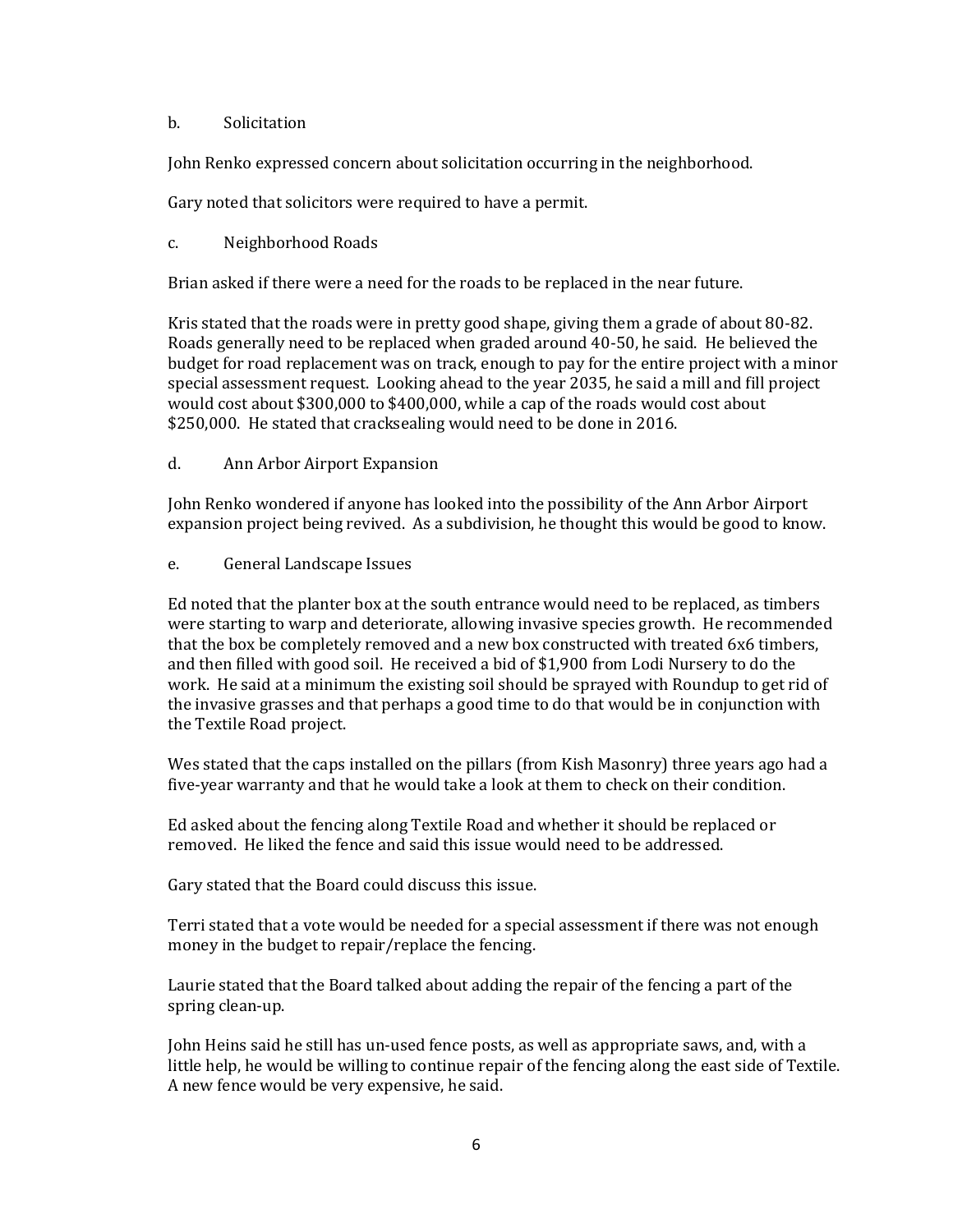b. Solicitation

John Renko expressed concern about solicitation occurring in the neighborhood.

Gary noted that solicitors were required to have a permit.

c. Neighborhood Roads

Brian asked if there were a need for the roads to be replaced in the near future.

Kris stated that the roads were in pretty good shape, giving them a grade of about 80-82. Roads generally need to be replaced when graded around 40-50, he said. He believed the budget for road replacement was on track, enough to pay for the entire project with a minor special assessment request. Looking ahead to the year 2035, he said a mill and fill project would cost about $300,000 to $400,000, while a cap of the roads would cost about $250,000. He stated that cracksealing would need to be done in 2016.

d. Ann Arbor Airport Expansion

John Renko wondered if anyone has looked into the possibility of the Ann Arbor Airport expansion project being revived. As a subdivision, he thought this would be good to know.

e. General Landscape Issues

Ed noted that the planter box at the south entrance would need to be replaced, as timbers were starting to warp and deteriorate, allowing invasive species growth. He recommended that the box be completely removed and a new box constructed with treated 6x6 timbers, and then filled with good soil. He received a bid of $1,900 from Lodi Nursery to do the work. He said at a minimum the existing soil should be sprayed with Roundup to get rid of the invasive grasses and that perhaps a good time to do that would be in conjunction with the Textile Road project.

Wes stated that the caps installed on the pillars (from Kish Masonry) three years ago had a five-year warranty and that he would take a look at them to check on their condition.

Ed asked about the fencing along Textile Road and whether it should be replaced or removed. He liked the fence and said this issue would need to be addressed.

Gary stated that the Board could discuss this issue.

Terri stated that a vote would be needed for a special assessment if there was not enough money in the budget to repair/replace the fencing.

Laurie stated that the Board talked about adding the repair of the fencing a part of the spring clean-up.

John Heins said he still has un-used fence posts, as well as appropriate saws, and, with a little help, he would be willing to continue repair of the fencing along the east side of Textile. A new fence would be very expensive, he said.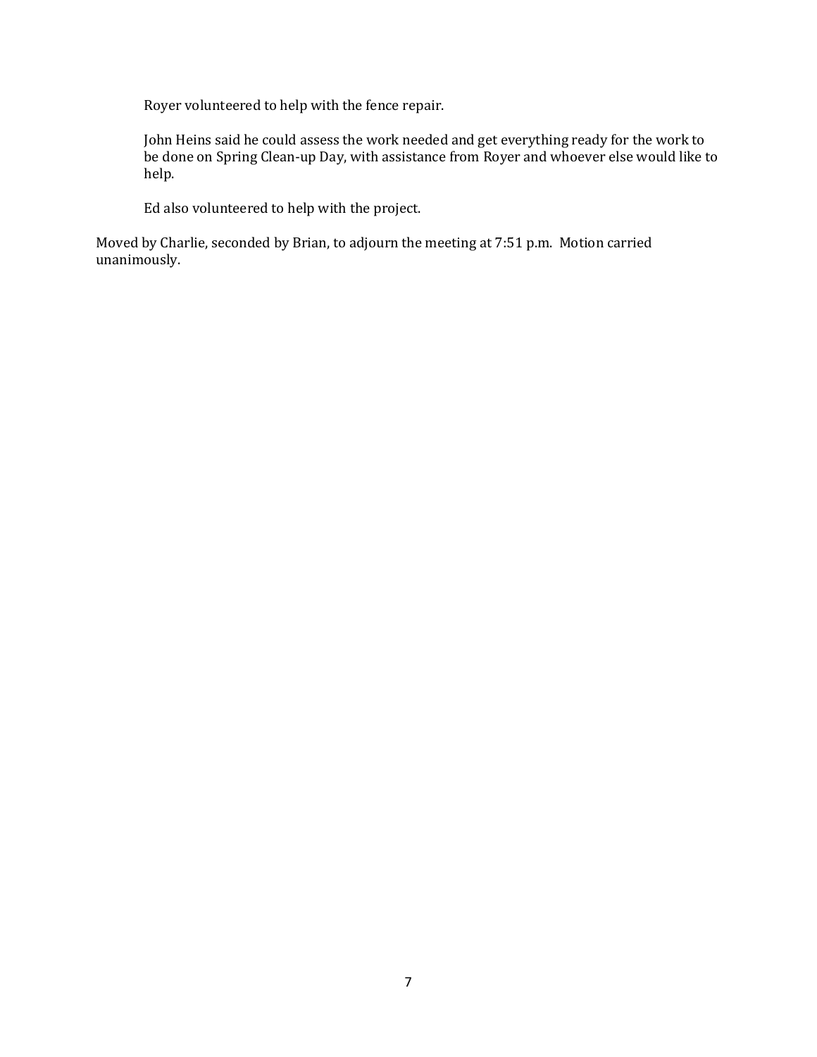Royer volunteered to help with the fence repair.

John Heins said he could assess the work needed and get everything ready for the work to be done on Spring Clean-up Day, with assistance from Royer and whoever else would like to help.

Ed also volunteered to help with the project.

Moved by Charlie, seconded by Brian, to adjourn the meeting at 7:51 p.m. Motion carried unanimously.